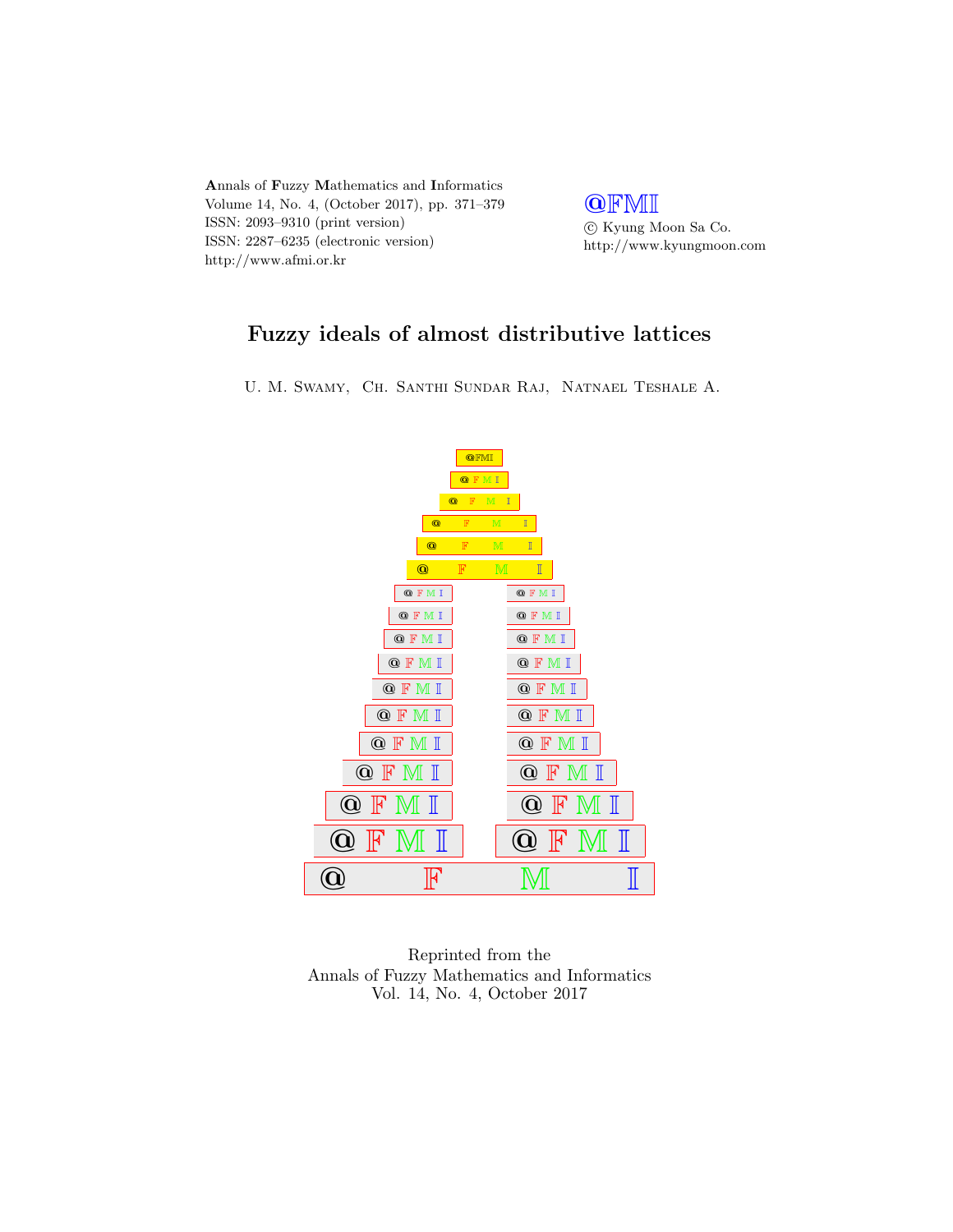**A**nnals of **F**uzzy **M**athematics and **I**nformatics
Volume 14, No. 4, (October 2017), pp. 371–379
ISSN: 2093–9310 (print version)
ISSN: 2287–6235 (electronic version)
http://www.afmi.or.kr

@FMI
© Kyung Moon Sa Co.
http://www.kyungmoon.com

# Fuzzy ideals of almost distributive lattices

U. M. Swamy, Ch. Santhi Sundar Raj, Natnael Teshale A.

Reprinted from the
Annals of Fuzzy Mathematics and Informatics
Vol. 14, No. 4, October 2017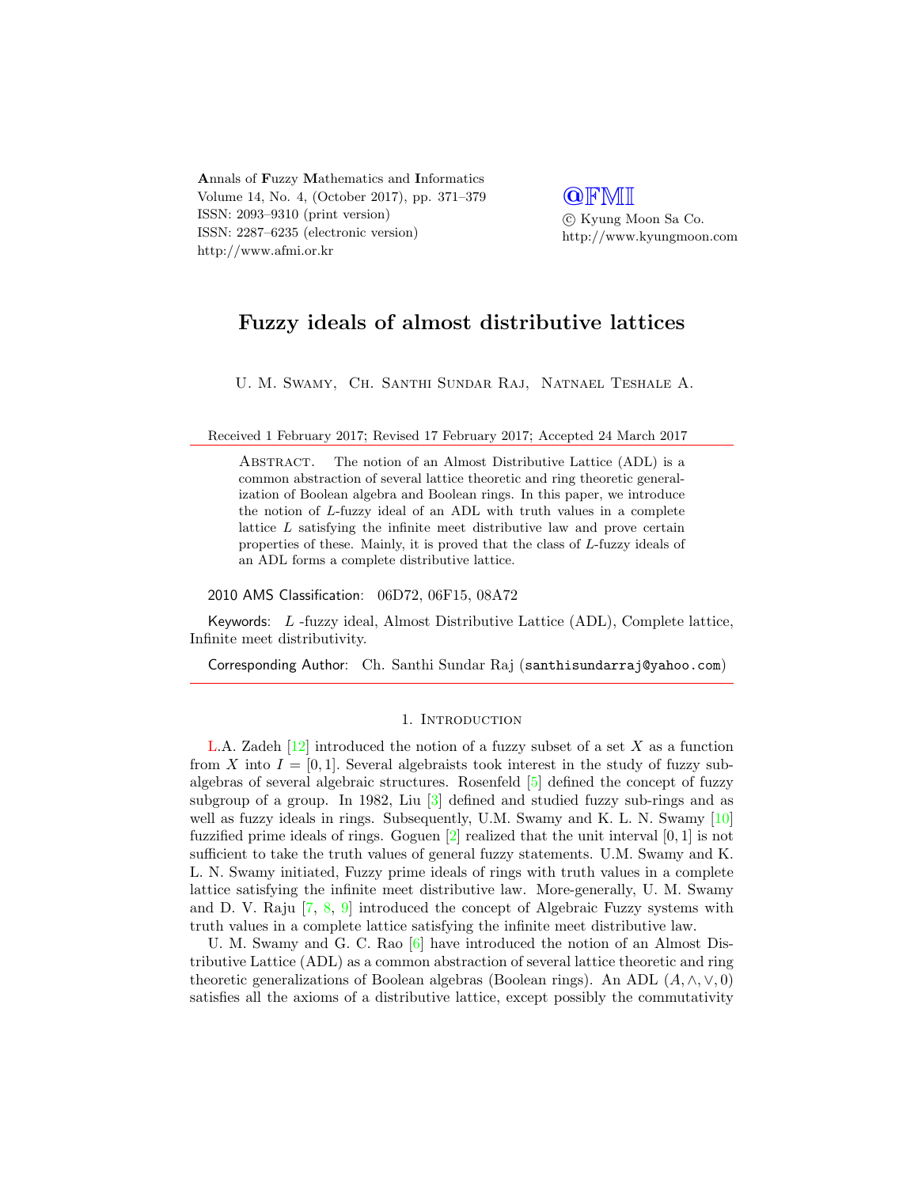Annals of Fuzzy Mathematics and Informatics
Volume 14, No. 4, (October 2017), pp. 371–379
ISSN: 2093–9310 (print version)
ISSN: 2287–6235 (electronic version)
http://www.afmi.or.kr

@FMI
© Kyung Moon Sa Co.
http://www.kyungmoon.com

# Fuzzy ideals of almost distributive lattices

U. M. Swamy, Ch. Santhi Sundar Raj, Natnael Teshale A.

Received 1 February 2017; Revised 17 February 2017; Accepted 24 March 2017

Abstract. The notion of an Almost Distributive Lattice (ADL) is a common abstraction of several lattice theoretic and ring theoretic generalization of Boolean algebra and Boolean rings. In this paper, we introduce the notion of $L$-fuzzy ideal of an ADL with truth values in a complete lattice $L$ satisfying the infinite meet distributive law and prove certain properties of these. Mainly, it is proved that the class of $L$-fuzzy ideals of an ADL forms a complete distributive lattice.

2010 AMS Classification: 06D72, 06F15, 08A72

Keywords: $L$ -fuzzy ideal, Almost Distributive Lattice (ADL), Complete lattice, Infinite meet distributivity.

Corresponding Author: Ch. Santhi Sundar Raj (santhisundarraj@yahoo.com)

## 1. Introduction

L.A. Zadeh [12] introduced the notion of a fuzzy subset of a set $X$ as a function from $X$ into $I = [0, 1]$. Several algebraists took interest in the study of fuzzy subalgebras of several algebraic structures. Rosenfeld [5] defined the concept of fuzzy subgroup of a group. In 1982, Liu [3] defined and studied fuzzy sub-rings and as well as fuzzy ideals in rings. Subsequently, U.M. Swamy and K. L. N. Swamy [10] fuzzified prime ideals of rings. Goguen [2] realized that the unit interval $[0, 1]$ is not sufficient to take the truth values of general fuzzy statements. U.M. Swamy and K. L. N. Swamy initiated, Fuzzy prime ideals of rings with truth values in a complete lattice satisfying the infinite meet distributive law. More-generally, U. M. Swamy and D. V. Raju [7, 8, 9] introduced the concept of Algebraic Fuzzy systems with truth values in a complete lattice satisfying the infinite meet distributive law.

U. M. Swamy and G. C. Rao [6] have introduced the notion of an Almost Distributive Lattice (ADL) as a common abstraction of several lattice theoretic and ring theoretic generalizations of Boolean algebras (Boolean rings). An ADL $(A, \wedge, \vee, 0)$ satisfies all the axioms of a distributive lattice, except possibly the commutativity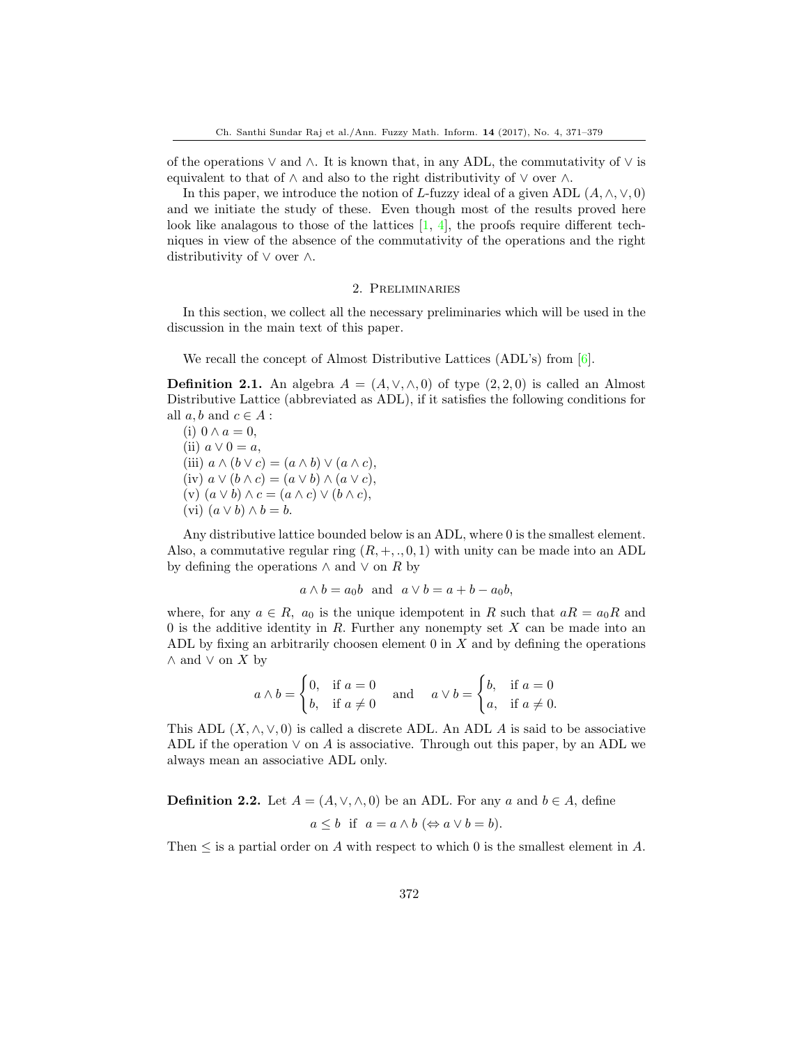of the operations $\vee$ and $\wedge$. It is known that, in any ADL, the commutativity of $\vee$ is equivalent to that of $\wedge$ and also to the right distributivity of $\vee$ over $\wedge$.

In this paper, we introduce the notion of $L$-fuzzy ideal of a given ADL $(A, \wedge, \vee, 0)$ and we initiate the study of these. Even though most of the results proved here look like analagous to those of the lattices [1, 4], the proofs require different techniques in view of the absence of the commutativity of the operations and the right distributivity of $\vee$ over $\wedge$.

## 2. Preliminaries

In this section, we collect all the necessary preliminaries which will be used in the discussion in the main text of this paper.

We recall the concept of Almost Distributive Lattices (ADL's) from [6].

**Definition 2.1.** An algebra $A = (A, \vee, \wedge, 0)$ of type $(2, 2, 0)$ is called an Almost Distributive Lattice (abbreviated as ADL), if it satisfies the following conditions for all $a, b$ and $c \in A$ :

(i) $0 \wedge a = 0$,
(ii) $a \vee 0 = a$,
(iii) $a \wedge (b \vee c) = (a \wedge b) \vee (a \wedge c)$,
(iv) $a \vee (b \wedge c) = (a \vee b) \wedge (a \vee c)$,
(v) $(a \vee b) \wedge c = (a \wedge c) \vee (b \wedge c)$,
(vi) $(a \vee b) \wedge b = b$.

Any distributive lattice bounded below is an ADL, where 0 is the smallest element. Also, a commutative regular ring $(R, +, ., 0, 1)$ with unity can be made into an ADL by defining the operations $\wedge$ and $\vee$ on $R$ by

$$a \wedge b = a_0 b \ \text{ and } \ a \vee b = a + b - a_0 b,$$

where, for any $a \in R$, $a_0$ is the unique idempotent in $R$ such that $aR = a_0 R$ and 0 is the additive identity in $R$. Further any nonempty set $X$ can be made into an ADL by fixing an arbitrarily choosen element 0 in $X$ and by defining the operations $\wedge$ and $\vee$ on $X$ by

$$a \wedge b = \begin{cases} 0, & \text{if } a = 0 \\ b, & \text{if } a \neq 0 \end{cases} \quad \text{and} \quad a \vee b = \begin{cases} b, & \text{if } a = 0 \\ a, & \text{if } a \neq 0. \end{cases}$$

This ADL $(X, \wedge, \vee, 0)$ is called a discrete ADL. An ADL $A$ is said to be associative ADL if the operation $\vee$ on $A$ is associative. Through out this paper, by an ADL we always mean an associative ADL only.

**Definition 2.2.** Let $A = (A, \vee, \wedge, 0)$ be an ADL. For any $a$ and $b \in A$, define

$$a \leq b \ \text{ if } \ a = a \wedge b \ (\Leftrightarrow a \vee b = b).$$

Then $\leq$ is a partial order on $A$ with respect to which 0 is the smallest element in $A$.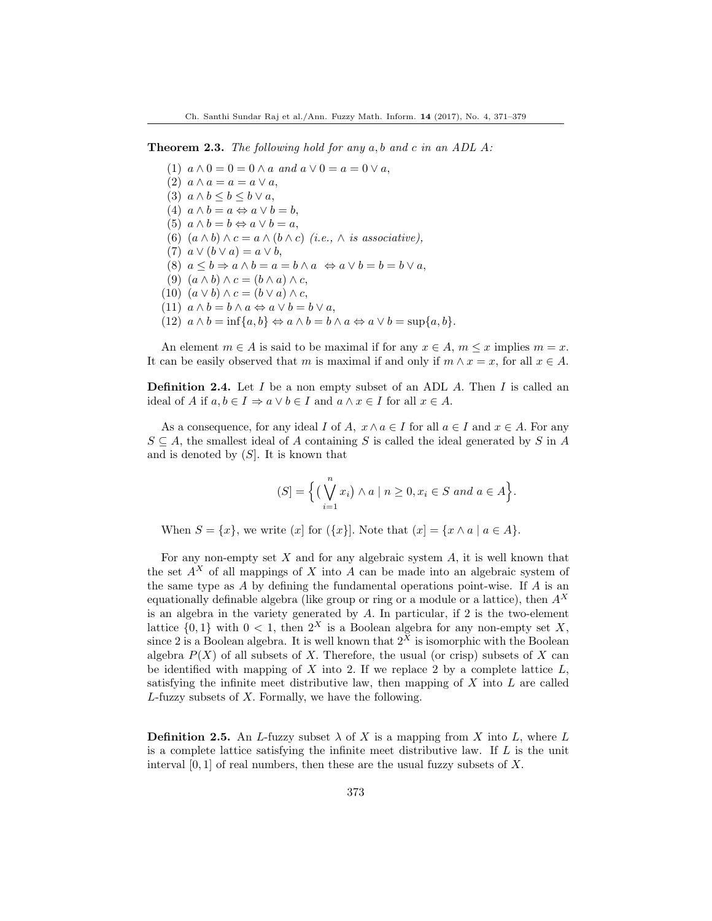**Theorem 2.3.** *The following hold for any $a, b$ and $c$ in an ADL $A$:*

(1) $a \wedge 0 = 0 = 0 \wedge a$ *and* $a \vee 0 = a = 0 \vee a$,
(2) $a \wedge a = a = a \vee a$,
(3) $a \wedge b \leq b \leq b \vee a$,
(4) $a \wedge b = a \Leftrightarrow a \vee b = b$,
(5) $a \wedge b = b \Leftrightarrow a \vee b = a$,
(6) $(a \wedge b) \wedge c = a \wedge (b \wedge c)$ *(i.e., $\wedge$ is associative),*
(7) $a \vee (b \vee a) = a \vee b$,
(8) $a \leq b \Rightarrow a \wedge b = a = b \wedge a \Leftrightarrow a \vee b = b = b \vee a$,
(9) $(a \wedge b) \wedge c = (b \wedge a) \wedge c$,
(10) $(a \vee b) \wedge c = (b \vee a) \wedge c$,
(11) $a \wedge b = b \wedge a \Leftrightarrow a \vee b = b \vee a$,
(12) $a \wedge b = \inf\{a, b\} \Leftrightarrow a \wedge b = b \wedge a \Leftrightarrow a \vee b = \sup\{a, b\}$.

An element $m \in A$ is said to be maximal if for any $x \in A$, $m \leq x$ implies $m = x$. It can be easily observed that $m$ is maximal if and only if $m \wedge x = x$, for all $x \in A$.

**Definition 2.4.** Let $I$ be a non empty subset of an ADL $A$. Then $I$ is called an ideal of $A$ if $a, b \in I \Rightarrow a \vee b \in I$ and $a \wedge x \in I$ for all $x \in A$.

As a consequence, for any ideal $I$ of $A$, $x \wedge a \in I$ for all $a \in I$ and $x \in A$. For any $S \subseteq A$, the smallest ideal of $A$ containing $S$ is called the ideal generated by $S$ in $A$ and is denoted by $(S]$. It is known that

$$(S] = \Big\{ \big( \bigvee_{i=1}^{n} x_i \big) \wedge a \mid n \geq 0, x_i \in S \text{ and } a \in A \Big\}.$$

When $S = \{x\}$, we write $(x]$ for $(\{x\}]$. Note that $(x] = \{x \wedge a \mid a \in A\}$.

For any non-empty set $X$ and for any algebraic system $A$, it is well known that the set $A^X$ of all mappings of $X$ into $A$ can be made into an algebraic system of the same type as $A$ by defining the fundamental operations point-wise. If $A$ is an equationally definable algebra (like group or ring or a module or a lattice), then $A^X$ is an algebra in the variety generated by $A$. In particular, if 2 is the two-element lattice $\{0, 1\}$ with $0 < 1$, then $2^X$ is a Boolean algebra for any non-empty set $X$, since 2 is a Boolean algebra. It is well known that $2^X$ is isomorphic with the Boolean algebra $P(X)$ of all subsets of $X$. Therefore, the usual (or crisp) subsets of $X$ can be identified with mapping of $X$ into 2. If we replace 2 by a complete lattice $L$, satisfying the infinite meet distributive law, then mapping of $X$ into $L$ are called $L$-fuzzy subsets of $X$. Formally, we have the following.

**Definition 2.5.** An $L$-fuzzy subset $\lambda$ of $X$ is a mapping from $X$ into $L$, where $L$ is a complete lattice satisfying the infinite meet distributive law. If $L$ is the unit interval $[0, 1]$ of real numbers, then these are the usual fuzzy subsets of $X$.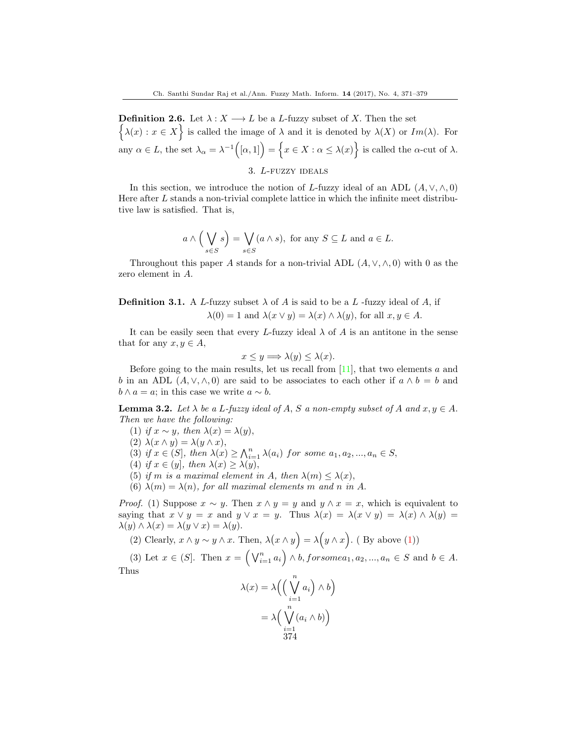**Definition 2.6.** Let $\lambda : X \longrightarrow L$ be a $L$-fuzzy subset of $X$. Then the set $\Big\{\lambda(x) : x \in X\Big\}$ is called the image of $\lambda$ and it is denoted by $\lambda(X)$ or $Im(\lambda)$. For any $\alpha \in L$, the set $\lambda_\alpha = \lambda^{-1}\Big([\alpha, 1]\Big) = \Big\{x \in X : \alpha \leq \lambda(x)\Big\}$ is called the $\alpha$-cut of $\lambda$.

## 3. $L$-fuzzy ideals

In this section, we introduce the notion of $L$-fuzzy ideal of an ADL $(A, \vee, \wedge, 0)$ Here after $L$ stands a non-trivial complete lattice in which the infinite meet distributive law is satisfied. That is,

$$a \wedge \Big(\bigvee_{s \in S} s\Big) = \bigvee_{s \in S} (a \wedge s), \text{ for any } S \subseteq L \text{ and } a \in L.$$

Throughout this paper $A$ stands for a non-trivial ADL $(A, \vee, \wedge, 0)$ with 0 as the zero element in $A$.

**Definition 3.1.** A $L$-fuzzy subset $\lambda$ of $A$ is said to be a $L$ -fuzzy ideal of $A$, if

$$\lambda(0) = 1 \text{ and } \lambda(x \vee y) = \lambda(x) \wedge \lambda(y), \text{ for all } x, y \in A.$$

It can be easily seen that every $L$-fuzzy ideal $\lambda$ of $A$ is an antitone in the sense that for any $x, y \in A$,

$$x \leq y \Longrightarrow \lambda(y) \leq \lambda(x).$$

Before going to the main results, let us recall from [11], that two elements $a$ and $b$ in an ADL $(A, \vee, \wedge, 0)$ are said to be associates to each other if $a \wedge b = b$ and $b \wedge a = a$; in this case we write $a \sim b$.

**Lemma 3.2.** *Let $\lambda$ be a $L$-fuzzy ideal of $A$, $S$ a non-empty subset of $A$ and $x, y \in A$. Then we have the following:*

(1) *if $x \sim y$, then $\lambda(x) = \lambda(y)$,*
(2) *$\lambda(x \wedge y) = \lambda(y \wedge x)$,*
(3) *if $x \in (S]$, then $\lambda(x) \geq \bigwedge_{i=1}^{n} \lambda(a_i)$ for some $a_1, a_2, ..., a_n \in S$,*
(4) *if $x \in (y]$, then $\lambda(x) \geq \lambda(y)$,*
(5) *if $m$ is a maximal element in $A$, then $\lambda(m) \leq \lambda(x)$,*
(6) *$\lambda(m) = \lambda(n)$, for all maximal elements $m$ and $n$ in $A$.*

*Proof.* (1) Suppose $x \sim y$. Then $x \wedge y = y$ and $y \wedge x = x$, which is equivalent to saying that $x \vee y = x$ and $y \vee x = y$. Thus $\lambda(x) = \lambda(x \vee y) = \lambda(x) \wedge \lambda(y) = \lambda(y) \wedge \lambda(x) = \lambda(y \vee x) = \lambda(y)$.

(2) Clearly, $x \wedge y \sim y \wedge x$. Then, $\lambda\Big(x \wedge y\Big) = \lambda\Big(y \wedge x\Big)$. ( By above (1))

(3) Let $x \in (S]$. Then $x = \Big(\bigvee_{i=1}^{n} a_i\Big) \wedge b, for some a_1, a_2, ..., a_n \in S$ and $b \in A$. Thus

$$\lambda(x) = \lambda\Big(\Big(\bigvee_{i=1}^{n} a_i\Big) \wedge b\Big)$$
$$= \lambda\Big(\bigvee_{i=1}^{n} (a_i \wedge b)\Big)$$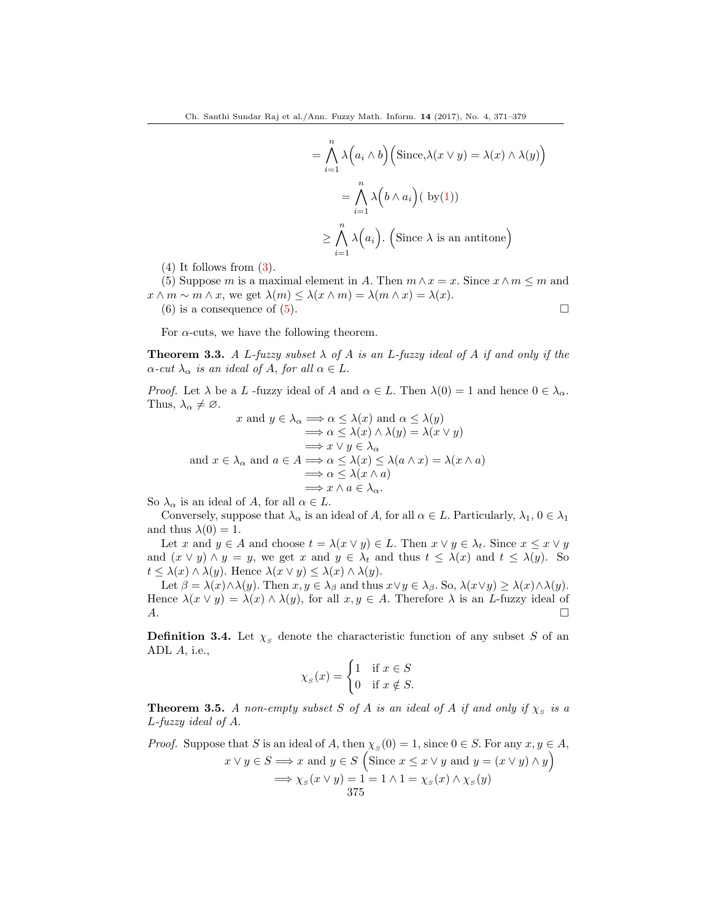$$= \bigwedge_{i=1}^{n} \lambda\Big(a_i \wedge b\Big) \Big(\text{Since,} \lambda(x \vee y) = \lambda(x) \wedge \lambda(y)\Big)$$

$$= \bigwedge_{i=1}^{n} \lambda\Big(b \wedge a_i\Big) (\text{ by}(1))$$

$$\geq \bigwedge_{i=1}^{n} \lambda\Big(a_i\Big). \Big(\text{Since } \lambda \text{ is an antitone}\Big)$$

(4) It follows from (3).

(5) Suppose $m$ is a maximal element in $A$. Then $m \wedge x = x$. Since $x \wedge m \leq m$ and $x \wedge m \sim m \wedge x$, we get $\lambda(m) \leq \lambda(x \wedge m) = \lambda(m \wedge x) = \lambda(x)$.

(6) is a consequence of (5). □

For $\alpha$-cuts, we have the following theorem.

**Theorem 3.3.** *A L-fuzzy subset $\lambda$ of $A$ is an L-fuzzy ideal of $A$ if and only if the $\alpha$-cut $\lambda_\alpha$ is an ideal of $A$, for all $\alpha \in L$.*

*Proof.* Let $\lambda$ be a $L$ -fuzzy ideal of $A$ and $\alpha \in L$. Then $\lambda(0) = 1$ and hence $0 \in \lambda_\alpha$. Thus, $\lambda_\alpha \neq \varnothing$.

$$\begin{aligned}
x \text{ and } y \in \lambda_\alpha &\Longrightarrow \alpha \leq \lambda(x) \text{ and } \alpha \leq \lambda(y) \\
&\Longrightarrow \alpha \leq \lambda(x) \wedge \lambda(y) = \lambda(x \vee y) \\
&\Longrightarrow x \vee y \in \lambda_\alpha \\
\text{and } x \in \lambda_\alpha \text{ and } a \in A &\Longrightarrow \alpha \leq \lambda(x) \leq \lambda(a \wedge x) = \lambda(x \wedge a) \\
&\Longrightarrow \alpha \leq \lambda(x \wedge a) \\
&\Longrightarrow x \wedge a \in \lambda_\alpha.
\end{aligned}$$

So $\lambda_\alpha$ is an ideal of $A$, for all $\alpha \in L$.

Conversely, suppose that $\lambda_\alpha$ is an ideal of $A$, for all $\alpha \in L$. Particularly, $\lambda_1$, $0 \in \lambda_1$ and thus $\lambda(0) = 1$.

Let $x$ and $y \in A$ and choose $t = \lambda(x \vee y) \in L$. Then $x \vee y \in \lambda_t$. Since $x \leq x \vee y$ and $(x \vee y) \wedge y = y$, we get $x$ and $y \in \lambda_t$ and thus $t \leq \lambda(x)$ and $t \leq \lambda(y)$. So $t \leq \lambda(x) \wedge \lambda(y)$. Hence $\lambda(x \vee y) \leq \lambda(x) \wedge \lambda(y)$.

Let $\beta = \lambda(x) \wedge \lambda(y)$. Then $x, y \in \lambda_\beta$ and thus $x \vee y \in \lambda_\beta$. So, $\lambda(x \vee y) \geq \lambda(x) \wedge \lambda(y)$. Hence $\lambda(x \vee y) = \lambda(x) \wedge \lambda(y)$, for all $x, y \in A$. Therefore $\lambda$ is an $L$-fuzzy ideal of $A$. □

**Definition 3.4.** Let $\chi_S$ denote the characteristic function of any subset $S$ of an ADL $A$, i.e.,

$$\chi_S(x) = \begin{cases} 1 & \text{if } x \in S \\ 0 & \text{if } x \notin S. \end{cases}$$

**Theorem 3.5.** *A non-empty subset $S$ of $A$ is an ideal of $A$ if and only if $\chi_S$ is a L-fuzzy ideal of $A$.*

*Proof.* Suppose that $S$ is an ideal of $A$, then $\chi_S(0) = 1$, since $0 \in S$. For any $x, y \in A$,

$$\begin{aligned}
x \vee y \in S &\Longrightarrow x \text{ and } y \in S \Big(\text{Since } x \leq x \vee y \text{ and } y = (x \vee y) \wedge y\Big) \\
&\Longrightarrow \chi_S(x \vee y) = 1 = 1 \wedge 1 = \chi_S(x) \wedge \chi_S(y)
\end{aligned}$$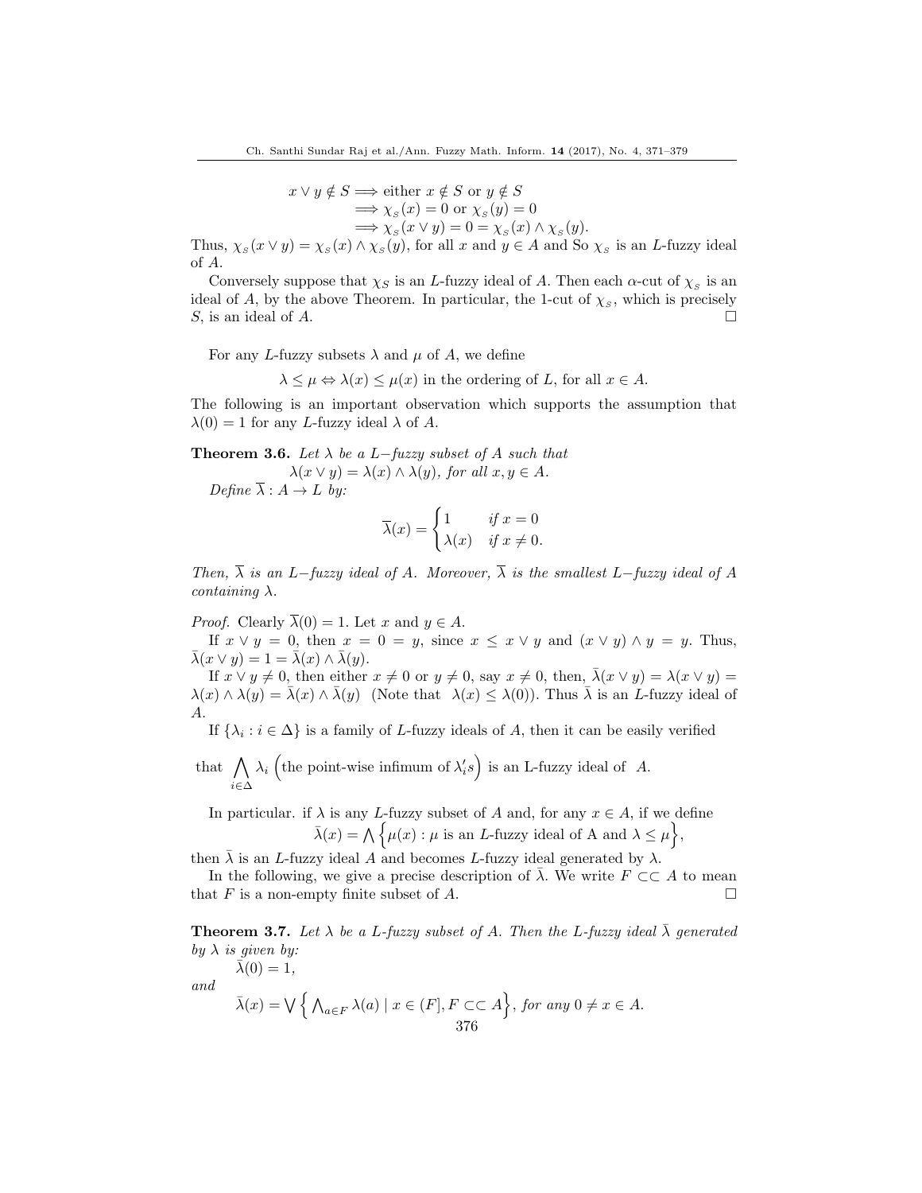$$
\begin{aligned}
x \vee y \notin S &\Longrightarrow \text{either } x \notin S \text{ or } y \notin S \\
&\Longrightarrow \chi_S(x) = 0 \text{ or } \chi_S(y) = 0 \\
&\Longrightarrow \chi_S(x \vee y) = 0 = \chi_S(x) \wedge \chi_S(y).
\end{aligned}
$$

Thus, $\chi_S(x \vee y) = \chi_S(x) \wedge \chi_S(y)$, for all $x$ and $y \in A$ and So $\chi_S$ is an $L$-fuzzy ideal of $A$.

Conversely suppose that $\chi_S$ is an $L$-fuzzy ideal of $A$. Then each $\alpha$-cut of $\chi_S$ is an ideal of $A$, by the above Theorem. In particular, the 1-cut of $\chi_S$, which is precisely $S$, is an ideal of $A$. □

For any $L$-fuzzy subsets $\lambda$ and $\mu$ of $A$, we define

$$\lambda \leq \mu \Leftrightarrow \lambda(x) \leq \mu(x) \text{ in the ordering of } L, \text{ for all } x \in A.$$

The following is an important observation which supports the assumption that $\lambda(0) = 1$ for any $L$-fuzzy ideal $\lambda$ of $A$.

**Theorem 3.6.** *Let $\lambda$ be a $L-$fuzzy subset of $A$ such that*

$\lambda(x \vee y) = \lambda(x) \wedge \lambda(y)$, *for all $x, y \in A$.*

*Define $\overline{\lambda} : A \to L$ by:*

$$\overline{\lambda}(x) = \begin{cases} 1 & \text{if } x = 0 \\ \lambda(x) & \text{if } x \neq 0. \end{cases}$$

*Then, $\overline{\lambda}$ is an $L-$fuzzy ideal of $A$. Moreover, $\overline{\lambda}$ is the smallest $L-$fuzzy ideal of $A$ containing $\lambda$.*

*Proof.* Clearly $\overline{\lambda}(0) = 1$. Let $x$ and $y \in A$.

If $x \vee y = 0$, then $x = 0 = y$, since $x \leq x \vee y$ and $(x \vee y) \wedge y = y$. Thus, $\bar{\lambda}(x \vee y) = 1 = \bar{\lambda}(x) \wedge \bar{\lambda}(y)$.

If $x \vee y \neq 0$, then either $x \neq 0$ or $y \neq 0$, say $x \neq 0$, then, $\bar{\lambda}(x \vee y) = \lambda(x \vee y) = \lambda(x) \wedge \lambda(y) = \bar{\lambda}(x) \wedge \bar{\lambda}(y)$ (Note that $\lambda(x) \leq \lambda(0)$). Thus $\bar{\lambda}$ is an $L$-fuzzy ideal of $A$.

If $\{\lambda_i : i \in \Delta\}$ is a family of $L$-fuzzy ideals of $A$, then it can be easily verified that $\bigwedge_{i \in \Delta} \lambda_i$ (the point-wise infimum of $\lambda_i' s$) is an L-fuzzy ideal of $A$.

In particular. if $\lambda$ is any $L$-fuzzy subset of $A$ and, for any $x \in A$, if we define

$$\bar{\lambda}(x) = \bigwedge \Big\{ \mu(x) : \mu \text{ is an } L\text{-fuzzy ideal of A and } \lambda \leq \mu \Big\},$$

then $\bar{\lambda}$ is an $L$-fuzzy ideal $A$ and becomes $L$-fuzzy ideal generated by $\lambda$.

In the following, we give a precise description of $\bar{\lambda}$. We write $F \subset\subset A$ to mean that $F$ is a non-empty finite subset of $A$. □

**Theorem 3.7.** *Let $\lambda$ be a $L$-fuzzy subset of $A$. Then the $L$-fuzzy ideal $\bar{\lambda}$ generated by $\lambda$ is given by:*

$\bar{\lambda}(0) = 1,$

*and*

$$\bar{\lambda}(x) = \bigvee \Big\{ \bigwedge_{a \in F} \lambda(a) \mid x \in (F], F \subset\subset A \Big\}, \text{ for any } 0 \neq x \in A.$$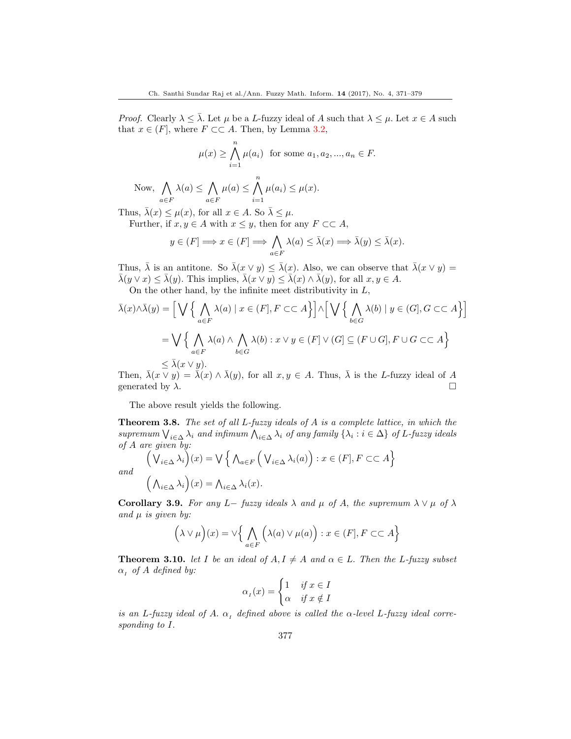*Proof.* Clearly $\lambda \leq \bar{\lambda}$. Let $\mu$ be a $L$-fuzzy ideal of $A$ such that $\lambda \leq \mu$. Let $x \in A$ such that $x \in (F]$, where $F \subset\subset A$. Then, by Lemma 3.2,

$$\mu(x) \geq \bigwedge_{i=1}^{n} \mu(a_i) \ \text{ for some } a_1, a_2, ..., a_n \in F.$$

$$\text{Now, } \bigwedge_{a \in F} \lambda(a) \leq \bigwedge_{a \in F} \mu(a) \leq \bigwedge_{i=1}^{n} \mu(a_i) \leq \mu(x).$$

Thus, $\bar{\lambda}(x) \leq \mu(x)$, for all $x \in A$. So $\bar{\lambda} \leq \mu$.

Further, if $x, y \in A$ with $x \leq y$, then for any $F \subset\subset A$,

$$y \in (F] \Longrightarrow x \in (F] \Longrightarrow \bigwedge_{a \in F} \lambda(a) \leq \bar{\lambda}(x) \Longrightarrow \bar{\lambda}(y) \leq \bar{\lambda}(x).$$

Thus, $\bar{\lambda}$ is an antitone. So $\bar{\lambda}(x \vee y) \leq \bar{\lambda}(x)$. Also, we can observe that $\bar{\lambda}(x \vee y) = \bar{\lambda}(y \vee x) \leq \bar{\lambda}(y)$. This implies, $\bar{\lambda}(x \vee y) \leq \bar{\lambda}(x) \wedge \bar{\lambda}(y)$, for all $x, y \in A$.

On the other hand, by the infinite meet distributivity in $L$,

$$\bar{\lambda}(x) \wedge \bar{\lambda}(y) = \Big[\bigvee\Big\{\bigwedge_{a \in F} \lambda(a) \mid x \in (F], F \subset\subset A\Big\}\Big] \wedge \Big[\bigvee\Big\{\bigwedge_{b \in G} \lambda(b) \mid y \in (G], G \subset\subset A\Big\}\Big]$$

$$= \bigvee\Big\{\bigwedge_{a \in F} \lambda(a) \wedge \bigwedge_{b \in G} \lambda(b) : x \vee y \in (F] \vee (G] \subseteq (F \cup G], F \cup G \subset\subset A\Big\}$$

$$\leq \bar{\lambda}(x \vee y).$$

Then, $\bar{\lambda}(x \vee y) = \bar{\lambda}(x) \wedge \bar{\lambda}(y)$, for all $x, y \in A$. Thus, $\bar{\lambda}$ is the $L$-fuzzy ideal of $A$ generated by $\lambda$. □

The above result yields the following.

**Theorem 3.8.** *The set of all $L$-fuzzy ideals of $A$ is a complete lattice, in which the supremum $\bigvee_{i \in \Delta} \lambda_i$ and infimum $\bigwedge_{i \in \Delta} \lambda_i$ of any family $\{\lambda_i : i \in \Delta\}$ of $L$-fuzzy ideals of $A$ are given by:*

$$\Big(\bigvee_{i \in \Delta} \lambda_i\Big)(x) = \bigvee\Big\{\bigwedge_{a \in F}\Big(\bigvee_{i \in \Delta} \lambda_i(a)\Big) : x \in (F], F \subset\subset A\Big\}$$

*and*

$$\Big(\bigwedge_{i \in \Delta} \lambda_i\Big)(x) = \bigwedge_{i \in \Delta} \lambda_i(x).$$

**Corollary 3.9.** *For any $L-$ fuzzy ideals $\lambda$ and $\mu$ of $A$, the supremum $\lambda \vee \mu$ of $\lambda$ and $\mu$ is given by:*

$$\Big(\lambda \vee \mu\Big)(x) = \vee\Big\{\bigwedge_{a \in F}\Big(\lambda(a) \vee \mu(a)\Big) : x \in (F], F \subset\subset A\Big\}$$

**Theorem 3.10.** *let $I$ be an ideal of $A, I \neq A$ and $\alpha \in L$. Then the $L$-fuzzy subset $\alpha_I$ of $A$ defined by:*

$$\alpha_I(x) = \begin{cases} 1 & \text{if } x \in I \\ \alpha & \text{if } x \notin I \end{cases}$$

*is an $L$-fuzzy ideal of $A$. $\alpha_I$ defined above is called the $\alpha$-level $L$-fuzzy ideal corresponding to $I$.*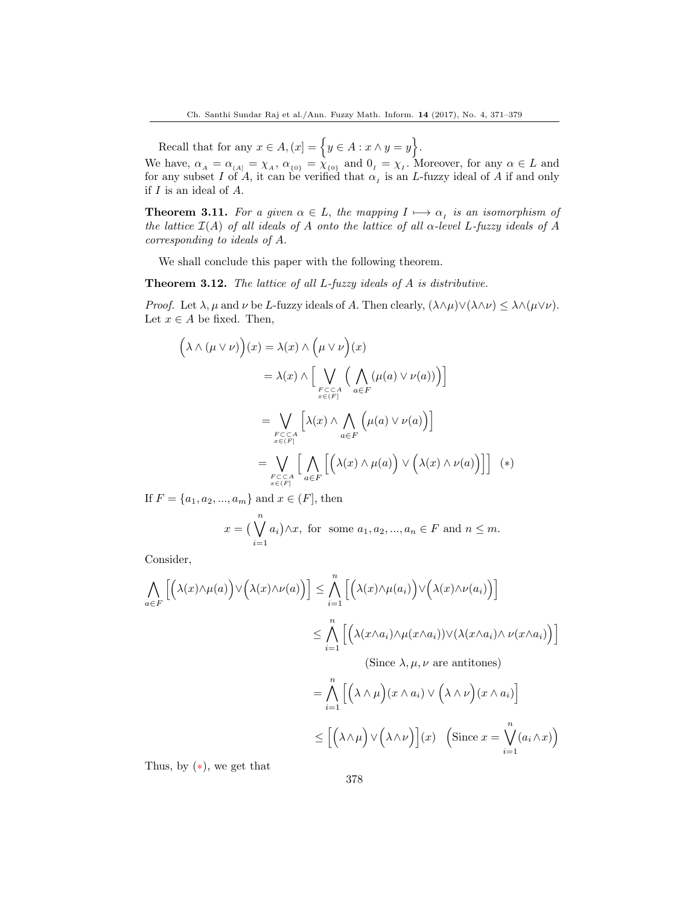Recall that for any $x \in A, (x] = \Big\{y \in A : x \wedge y = y\Big\}$.
We have, $\alpha_{_A} = \alpha_{_{(A]}} = \chi_{_A}$, $\alpha_{_{\{0\}}} = \chi_{_{\{0\}}}$ and $0_{_I} = \chi_{_I}$. Moreover, for any $\alpha \in L$ and for any subset $I$ of $A$, it can be verified that $\alpha_{_I}$ is an $L$-fuzzy ideal of $A$ if and only if $I$ is an ideal of $A$.

**Theorem 3.11.** *For a given $\alpha \in L$, the mapping $I \longmapsto \alpha_{_I}$ is an isomorphism of the lattice $\mathcal{I}(A)$ of all ideals of $A$ onto the lattice of all $\alpha$-level $L$-fuzzy ideals of $A$ corresponding to ideals of $A$.*

We shall conclude this paper with the following theorem.

**Theorem 3.12.** *The lattice of all $L$-fuzzy ideals of $A$ is distributive.*

*Proof.* Let $\lambda, \mu$ and $\nu$ be $L$-fuzzy ideals of $A$. Then clearly, $(\lambda\wedge\mu)\vee(\lambda\wedge\nu) \leq \lambda\wedge(\mu\vee\nu)$. Let $x \in A$ be fixed. Then,

$$
\begin{aligned}
\Big(\lambda \wedge (\mu \vee \nu)\Big)(x) &= \lambda(x) \wedge \Big(\mu \vee \nu\Big)(x) \\
&= \lambda(x) \wedge \Big[\bigvee_{\substack{F \subset\subset A \\ x \in (F]}} \Big(\bigwedge_{a \in F} (\mu(a) \vee \nu(a))\Big)\Big] \\
&= \bigvee_{\substack{F \subset\subset A \\ x \in (F]}} \Big[\lambda(x) \wedge \bigwedge_{a \in F} \Big(\mu(a) \vee \nu(a)\Big)\Big] \\
&= \bigvee_{\substack{F \subset\subset A \\ x \in (F]}} \Big[\bigwedge_{a \in F} \Big[\Big(\lambda(x) \wedge \mu(a)\Big) \vee \Big(\lambda(x) \wedge \nu(a)\Big)\Big]\Big] \quad (*)
\end{aligned}
$$

If $F = \{a_1, a_2, ..., a_m\}$ and $x \in (F]$, then

$$x = (\bigvee_{i=1}^{n} a_i) \wedge x, \text{ for some } a_1, a_2, ..., a_n \in F \text{ and } n \leq m.$$

Consider,

$$
\begin{aligned}
\bigwedge_{a \in F} \Big[\Big(\lambda(x)\wedge\mu(a)\Big)\vee\Big(\lambda(x)\wedge\nu(a)\Big)\Big] &\leq \bigwedge_{i=1}^{n} \Big[\Big(\lambda(x)\wedge\mu(a_i)\Big)\vee\Big(\lambda(x)\wedge\nu(a_i)\Big)\Big] \\
&\leq \bigwedge_{i=1}^{n} \Big[\Big(\lambda(x\wedge a_i)\wedge\mu(x\wedge a_i))\vee(\lambda(x\wedge a_i)\wedge \nu(x\wedge a_i)\Big)\Big] \\
&\qquad \text{(Since } \lambda, \mu, \nu \text{ are antitones)} \\
&= \bigwedge_{i=1}^{n} \Big[\Big(\lambda \wedge \mu\Big)(x \wedge a_i) \vee \Big(\lambda \wedge \nu\Big)(x \wedge a_i)\Big] \\
&\leq \Big[\Big(\lambda\wedge\mu\Big)\vee\Big(\lambda\wedge\nu\Big)\Big](x) \quad \Big(\text{Since } x = \bigvee_{i=1}^{n}(a_i \wedge x)\Big)
\end{aligned}
$$

Thus, by $(*)$, we get that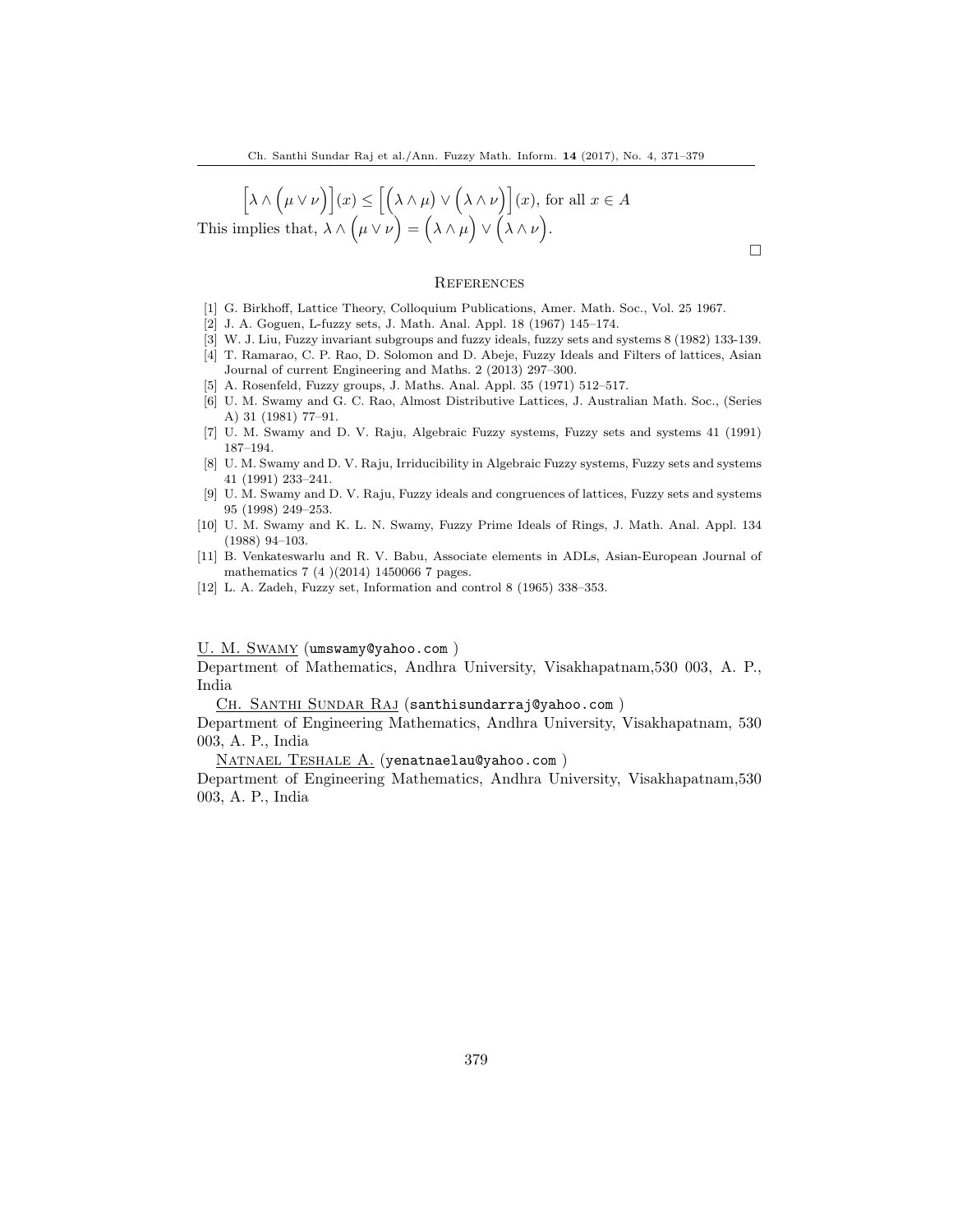$$\left[\lambda \wedge \left(\mu \vee \nu\right)\right](x) \leq \left[\left(\lambda \wedge \mu\right) \vee \left(\lambda \wedge \nu\right)\right](x), \text{ for all } x \in A$$

This implies that, $\lambda \wedge \left(\mu \vee \nu\right) = \left(\lambda \wedge \mu\right) \vee \left(\lambda \wedge \nu\right)$.

□

## References

[1] G. Birkhoff, Lattice Theory, Colloquium Publications, Amer. Math. Soc., Vol. 25 1967.

[2] J. A. Goguen, L-fuzzy sets, J. Math. Anal. Appl. 18 (1967) 145–174.

[3] W. J. Liu, Fuzzy invariant subgroups and fuzzy ideals, fuzzy sets and systems 8 (1982) 133-139.

[4] T. Ramarao, C. P. Rao, D. Solomon and D. Abeje, Fuzzy Ideals and Filters of lattices, Asian Journal of current Engineering and Maths. 2 (2013) 297–300.

[5] A. Rosenfeld, Fuzzy groups, J. Maths. Anal. Appl. 35 (1971) 512–517.

[6] U. M. Swamy and G. C. Rao, Almost Distributive Lattices, J. Australian Math. Soc., (Series A) 31 (1981) 77–91.

[7] U. M. Swamy and D. V. Raju, Algebraic Fuzzy systems, Fuzzy sets and systems 41 (1991) 187–194.

[8] U. M. Swamy and D. V. Raju, Irriducibility in Algebraic Fuzzy systems, Fuzzy sets and systems 41 (1991) 233–241.

[9] U. M. Swamy and D. V. Raju, Fuzzy ideals and congruences of lattices, Fuzzy sets and systems 95 (1998) 249–253.

[10] U. M. Swamy and K. L. N. Swamy, Fuzzy Prime Ideals of Rings, J. Math. Anal. Appl. 134 (1988) 94–103.

[11] B. Venkateswarlu and R. V. Babu, Associate elements in ADLs, Asian-European Journal of mathematics 7 (4 )(2014) 1450066 7 pages.

[12] L. A. Zadeh, Fuzzy set, Information and control 8 (1965) 338–353.

U. M. Swamy (umswamy@yahoo.com )
Department of Mathematics, Andhra University, Visakhapatnam,530 003, A. P., India

Ch. Santhi Sundar Raj (santhisundarraj@yahoo.com )
Department of Engineering Mathematics, Andhra University, Visakhapatnam, 530 003, A. P., India

Natnael Teshale A. (yenatnaelau@yahoo.com )
Department of Engineering Mathematics, Andhra University, Visakhapatnam,530 003, A. P., India